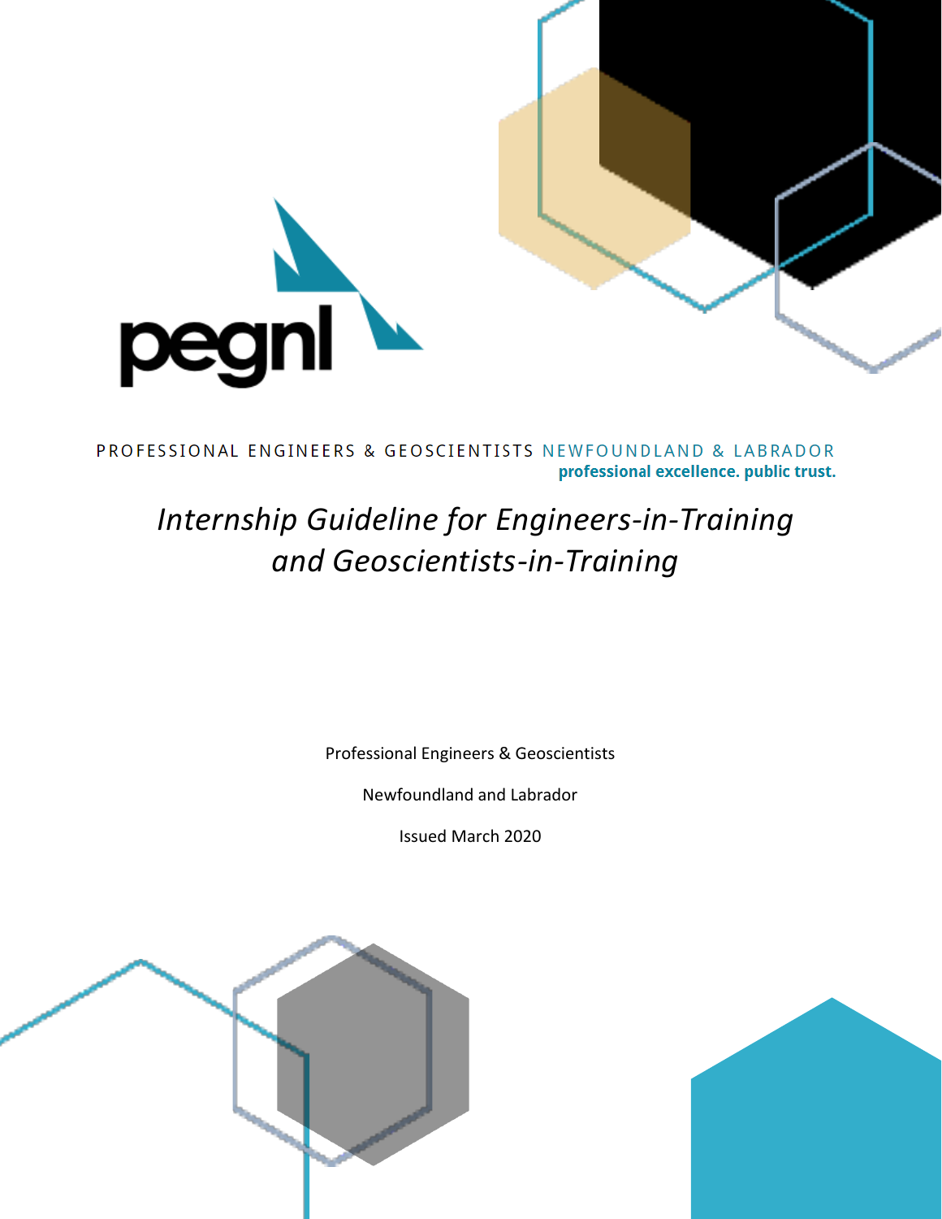pegnl

PROFESSIONAL ENGINEERS & GEOSCIENTISTS NEWFOUNDLAND & LABRADOR

**professional excellence. public trust.**

# *Internship Guideline for Engineers-in-Training and Geoscientists-in-Training*

Professional Engineers & Geoscientists

Newfoundland and Labrador

Issued March 2020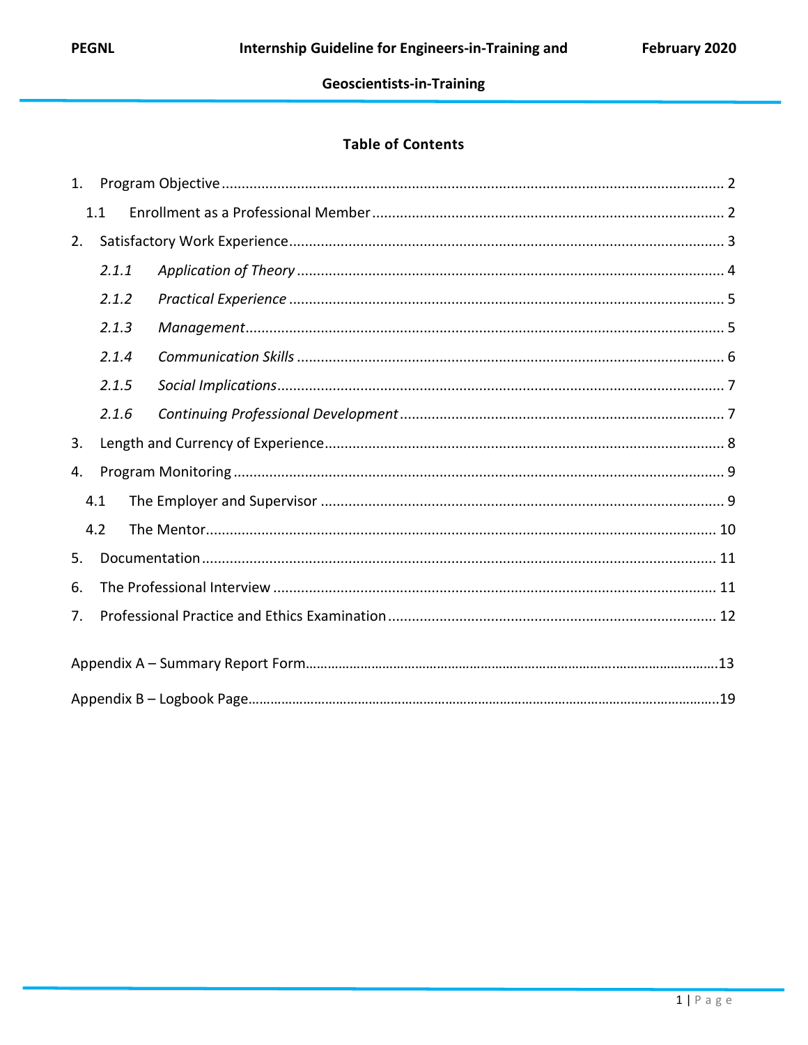## Table of Contents

1. Program Objective ........ 2
   - 1.1 Enrollment as a Professional Member ........ 2
2. Satisfactory Work Experience ........ 3
   - *2.1.1 Application of Theory* ........ 4
   - *2.1.2 Practical Experience* ........ 5
   - *2.1.3 Management* ........ 5
   - *2.1.4 Communication Skills* ........ 6
   - *2.1.5 Social Implications* ........ 7
   - *2.1.6 Continuing Professional Development* ........ 7
3. Length and Currency of Experience ........ 8
4. Program Monitoring ........ 9
   - 4.1 The Employer and Supervisor ........ 9
   - 4.2 The Mentor ........ 10
5. Documentation ........ 11
6. The Professional Interview ........ 11
7. Professional Practice and Ethics Examination ........ 12

Appendix A – Summary Report Form ........ 13

Appendix B – Logbook Page ........ 19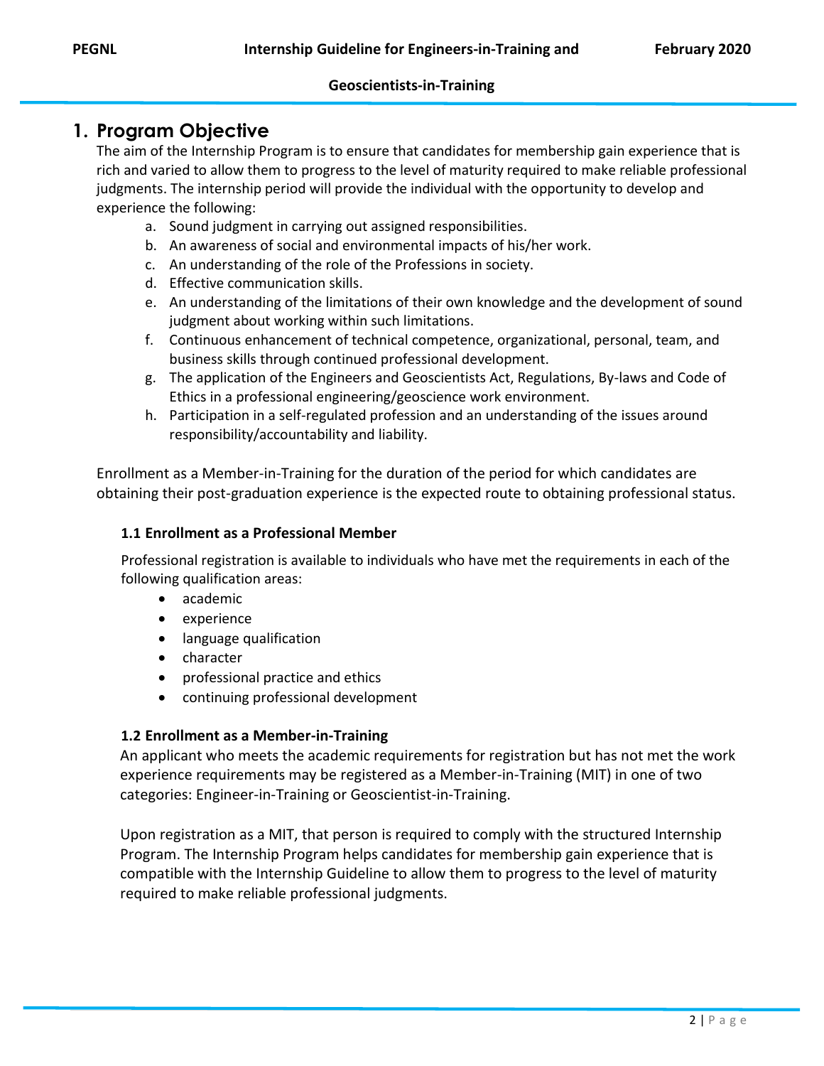# 1. Program Objective

The aim of the Internship Program is to ensure that candidates for membership gain experience that is rich and varied to allow them to progress to the level of maturity required to make reliable professional judgments. The internship period will provide the individual with the opportunity to develop and experience the following:

a. Sound judgment in carrying out assigned responsibilities.
b. An awareness of social and environmental impacts of his/her work.
c. An understanding of the role of the Professions in society.
d. Effective communication skills.
e. An understanding of the limitations of their own knowledge and the development of sound judgment about working within such limitations.
f. Continuous enhancement of technical competence, organizational, personal, team, and business skills through continued professional development.
g. The application of the Engineers and Geoscientists Act, Regulations, By-laws and Code of Ethics in a professional engineering/geoscience work environment.
h. Participation in a self-regulated profession and an understanding of the issues around responsibility/accountability and liability.

Enrollment as a Member-in-Training for the duration of the period for which candidates are obtaining their post-graduation experience is the expected route to obtaining professional status.

### 1.1 Enrollment as a Professional Member

Professional registration is available to individuals who have met the requirements in each of the following qualification areas:

- academic
- experience
- language qualification
- character
- professional practice and ethics
- continuing professional development

### 1.2 Enrollment as a Member-in-Training

An applicant who meets the academic requirements for registration but has not met the work experience requirements may be registered as a Member-in-Training (MIT) in one of two categories: Engineer-in-Training or Geoscientist-in-Training.

Upon registration as a MIT, that person is required to comply with the structured Internship Program. The Internship Program helps candidates for membership gain experience that is compatible with the Internship Guideline to allow them to progress to the level of maturity required to make reliable professional judgments.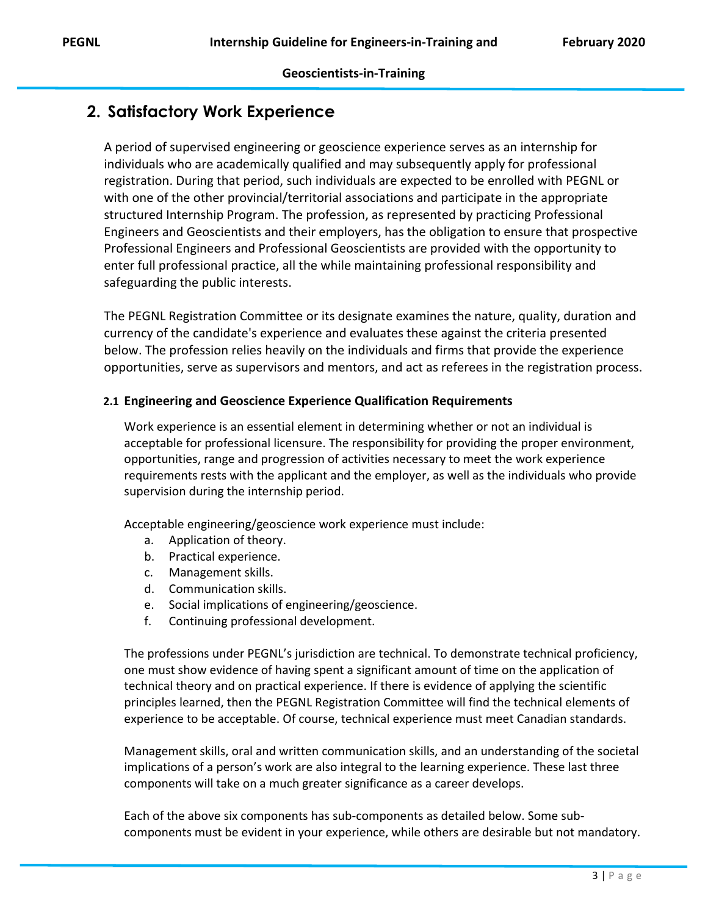## 2. Satisfactory Work Experience

A period of supervised engineering or geoscience experience serves as an internship for individuals who are academically qualified and may subsequently apply for professional registration. During that period, such individuals are expected to be enrolled with PEGNL or with one of the other provincial/territorial associations and participate in the appropriate structured Internship Program. The profession, as represented by practicing Professional Engineers and Geoscientists and their employers, has the obligation to ensure that prospective Professional Engineers and Professional Geoscientists are provided with the opportunity to enter full professional practice, all the while maintaining professional responsibility and safeguarding the public interests.

The PEGNL Registration Committee or its designate examines the nature, quality, duration and currency of the candidate's experience and evaluates these against the criteria presented below. The profession relies heavily on the individuals and firms that provide the experience opportunities, serve as supervisors and mentors, and act as referees in the registration process.

### 2.1 Engineering and Geoscience Experience Qualification Requirements

Work experience is an essential element in determining whether or not an individual is acceptable for professional licensure. The responsibility for providing the proper environment, opportunities, range and progression of activities necessary to meet the work experience requirements rests with the applicant and the employer, as well as the individuals who provide supervision during the internship period.

Acceptable engineering/geoscience work experience must include:

a. Application of theory.
b. Practical experience.
c. Management skills.
d. Communication skills.
e. Social implications of engineering/geoscience.
f. Continuing professional development.

The professions under PEGNL's jurisdiction are technical. To demonstrate technical proficiency, one must show evidence of having spent a significant amount of time on the application of technical theory and on practical experience. If there is evidence of applying the scientific principles learned, then the PEGNL Registration Committee will find the technical elements of experience to be acceptable. Of course, technical experience must meet Canadian standards.

Management skills, oral and written communication skills, and an understanding of the societal implications of a person's work are also integral to the learning experience. These last three components will take on a much greater significance as a career develops.

Each of the above six components has sub-components as detailed below. Some sub-components must be evident in your experience, while others are desirable but not mandatory.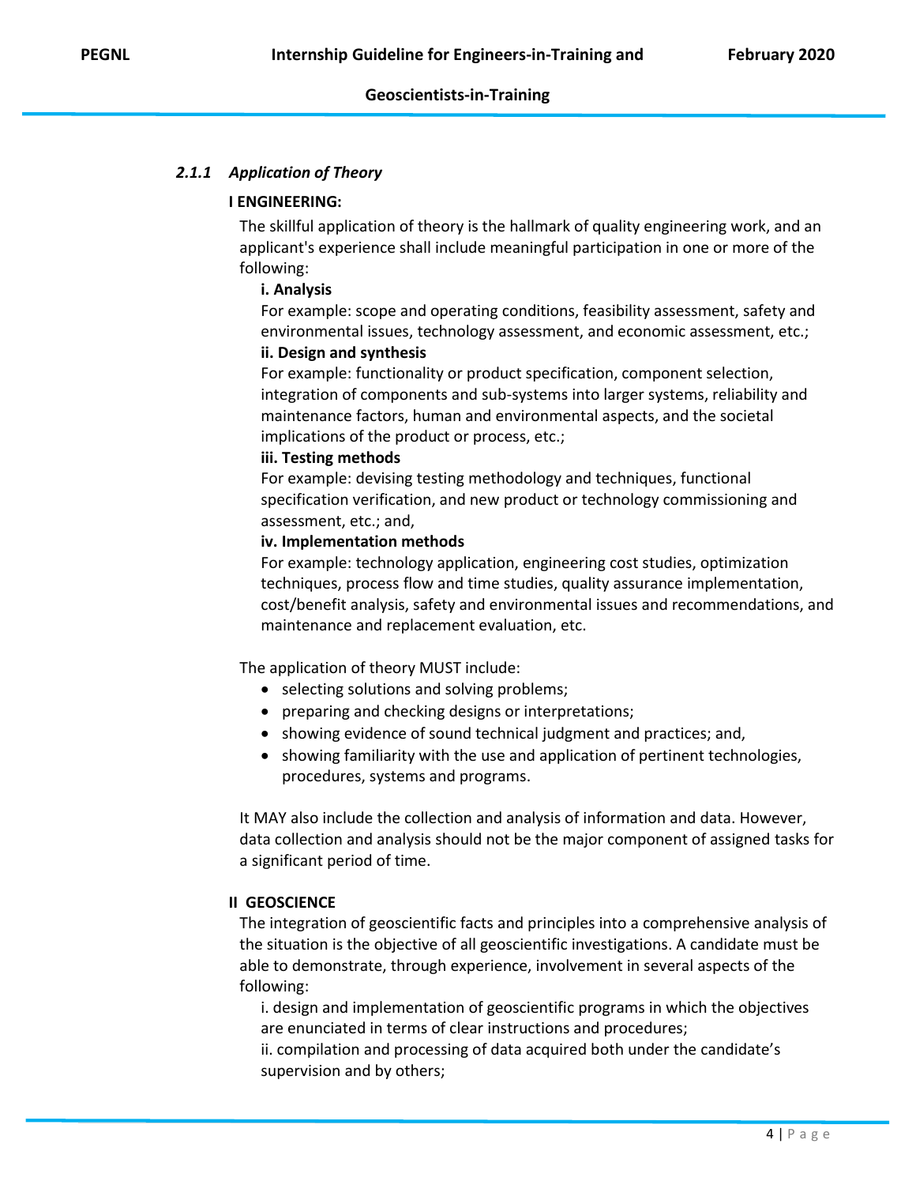### 2.1.1 *Application of Theory*

**I ENGINEERING:**

The skillful application of theory is the hallmark of quality engineering work, and an applicant's experience shall include meaningful participation in one or more of the following:

**i. Analysis**

For example: scope and operating conditions, feasibility assessment, safety and environmental issues, technology assessment, and economic assessment, etc.;

**ii. Design and synthesis**

For example: functionality or product specification, component selection, integration of components and sub-systems into larger systems, reliability and maintenance factors, human and environmental aspects, and the societal implications of the product or process, etc.;

**iii. Testing methods**

For example: devising testing methodology and techniques, functional specification verification, and new product or technology commissioning and assessment, etc.; and,

**iv. Implementation methods**

For example: technology application, engineering cost studies, optimization techniques, process flow and time studies, quality assurance implementation, cost/benefit analysis, safety and environmental issues and recommendations, and maintenance and replacement evaluation, etc.

The application of theory MUST include:

- selecting solutions and solving problems;
- preparing and checking designs or interpretations;
- showing evidence of sound technical judgment and practices; and,
- showing familiarity with the use and application of pertinent technologies, procedures, systems and programs.

It MAY also include the collection and analysis of information and data. However, data collection and analysis should not be the major component of assigned tasks for a significant period of time.

**II GEOSCIENCE**

The integration of geoscientific facts and principles into a comprehensive analysis of the situation is the objective of all geoscientific investigations. A candidate must be able to demonstrate, through experience, involvement in several aspects of the following:

i. design and implementation of geoscientific programs in which the objectives are enunciated in terms of clear instructions and procedures;

ii. compilation and processing of data acquired both under the candidate's supervision and by others;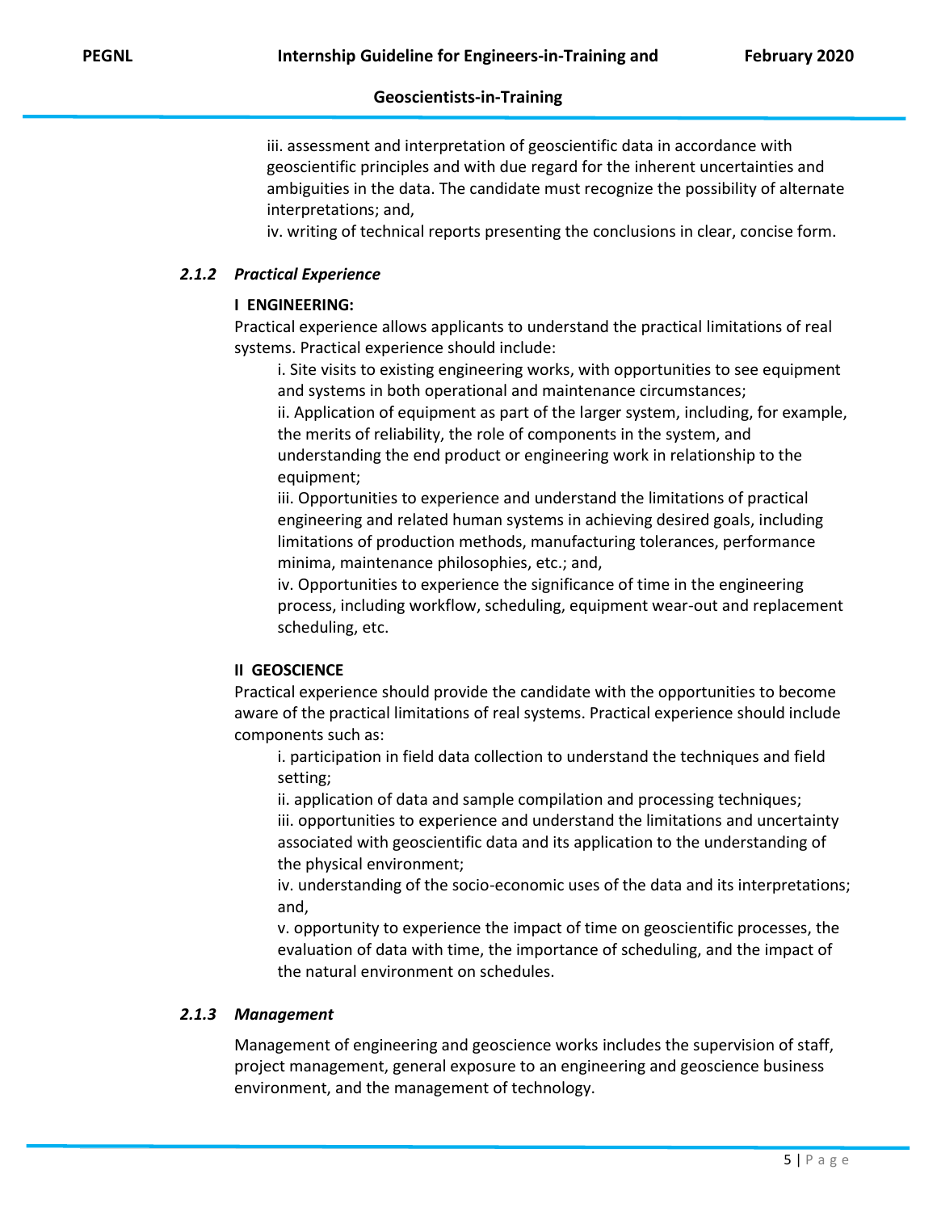iii. assessment and interpretation of geoscientific data in accordance with geoscientific principles and with due regard for the inherent uncertainties and ambiguities in the data. The candidate must recognize the possibility of alternate interpretations; and,

iv. writing of technical reports presenting the conclusions in clear, concise form.

### *2.1.2 Practical Experience*

**I ENGINEERING:**

Practical experience allows applicants to understand the practical limitations of real systems. Practical experience should include:

i. Site visits to existing engineering works, with opportunities to see equipment and systems in both operational and maintenance circumstances;

ii. Application of equipment as part of the larger system, including, for example, the merits of reliability, the role of components in the system, and understanding the end product or engineering work in relationship to the equipment;

iii. Opportunities to experience and understand the limitations of practical engineering and related human systems in achieving desired goals, including limitations of production methods, manufacturing tolerances, performance minima, maintenance philosophies, etc.; and,

iv. Opportunities to experience the significance of time in the engineering process, including workflow, scheduling, equipment wear-out and replacement scheduling, etc.

**II GEOSCIENCE**

Practical experience should provide the candidate with the opportunities to become aware of the practical limitations of real systems. Practical experience should include components such as:

i. participation in field data collection to understand the techniques and field setting;

ii. application of data and sample compilation and processing techniques;

iii. opportunities to experience and understand the limitations and uncertainty associated with geoscientific data and its application to the understanding of the physical environment;

iv. understanding of the socio-economic uses of the data and its interpretations; and,

v. opportunity to experience the impact of time on geoscientific processes, the evaluation of data with time, the importance of scheduling, and the impact of the natural environment on schedules.

### *2.1.3 Management*

Management of engineering and geoscience works includes the supervision of staff, project management, general exposure to an engineering and geoscience business environment, and the management of technology.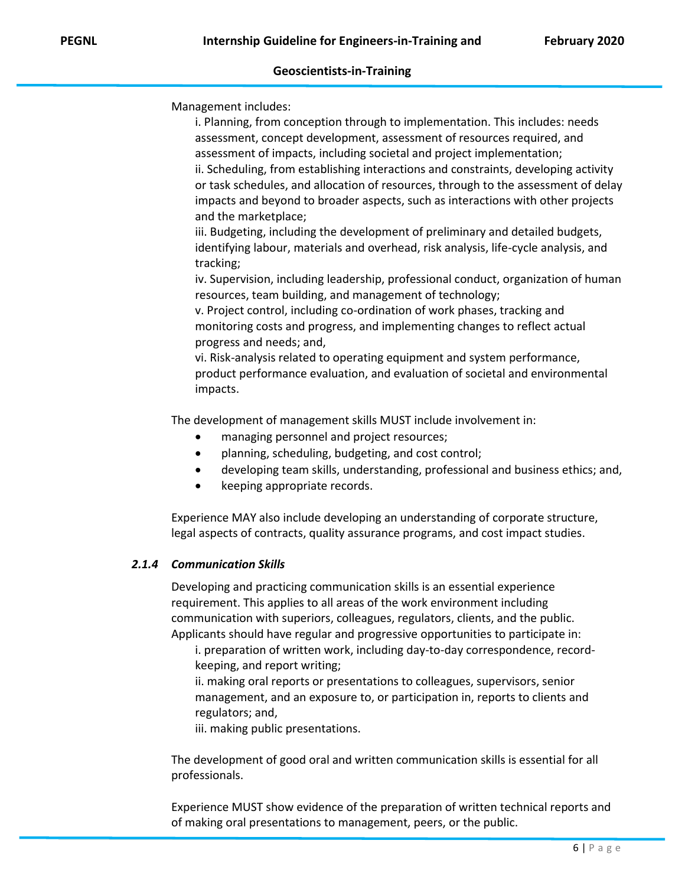Management includes:

i. Planning, from conception through to implementation. This includes: needs assessment, concept development, assessment of resources required, and assessment of impacts, including societal and project implementation;
ii. Scheduling, from establishing interactions and constraints, developing activity or task schedules, and allocation of resources, through to the assessment of delay impacts and beyond to broader aspects, such as interactions with other projects and the marketplace;
iii. Budgeting, including the development of preliminary and detailed budgets, identifying labour, materials and overhead, risk analysis, life-cycle analysis, and tracking;
iv. Supervision, including leadership, professional conduct, organization of human resources, team building, and management of technology;
v. Project control, including co-ordination of work phases, tracking and monitoring costs and progress, and implementing changes to reflect actual progress and needs; and,
vi. Risk-analysis related to operating equipment and system performance, product performance evaluation, and evaluation of societal and environmental impacts.

The development of management skills MUST include involvement in:

- managing personnel and project resources;
- planning, scheduling, budgeting, and cost control;
- developing team skills, understanding, professional and business ethics; and,
- keeping appropriate records.

Experience MAY also include developing an understanding of corporate structure, legal aspects of contracts, quality assurance programs, and cost impact studies.

### *2.1.4 Communication Skills*

Developing and practicing communication skills is an essential experience requirement. This applies to all areas of the work environment including communication with superiors, colleagues, regulators, clients, and the public. Applicants should have regular and progressive opportunities to participate in:

i. preparation of written work, including day-to-day correspondence, record-keeping, and report writing;
ii. making oral reports or presentations to colleagues, supervisors, senior management, and an exposure to, or participation in, reports to clients and regulators; and,
iii. making public presentations.

The development of good oral and written communication skills is essential for all professionals.

Experience MUST show evidence of the preparation of written technical reports and of making oral presentations to management, peers, or the public.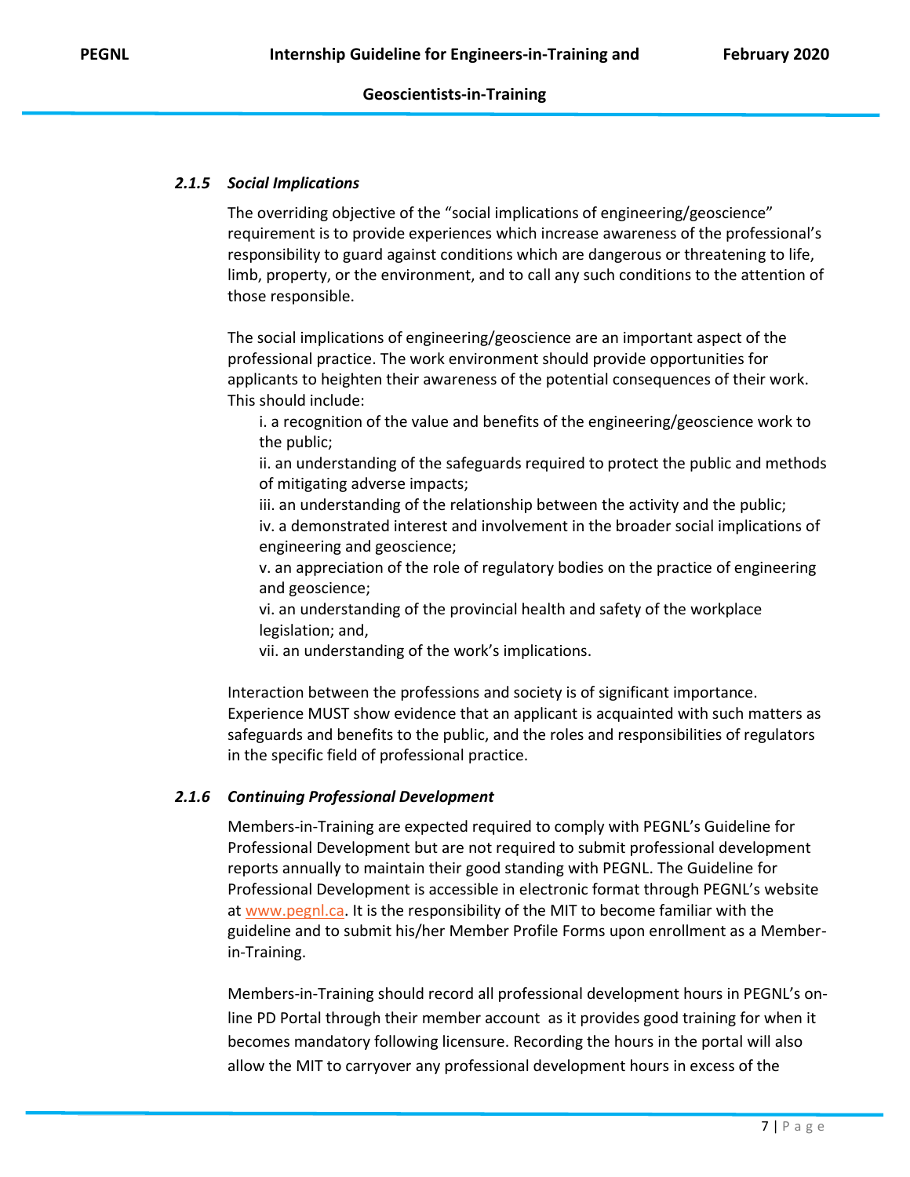#### *2.1.5 Social Implications*

The overriding objective of the “social implications of engineering/geoscience” requirement is to provide experiences which increase awareness of the professional’s responsibility to guard against conditions which are dangerous or threatening to life, limb, property, or the environment, and to call any such conditions to the attention of those responsible.

The social implications of engineering/geoscience are an important aspect of the professional practice. The work environment should provide opportunities for applicants to heighten their awareness of the potential consequences of their work. This should include:

i. a recognition of the value and benefits of the engineering/geoscience work to the public;
ii. an understanding of the safeguards required to protect the public and methods of mitigating adverse impacts;
iii. an understanding of the relationship between the activity and the public;
iv. a demonstrated interest and involvement in the broader social implications of engineering and geoscience;
v. an appreciation of the role of regulatory bodies on the practice of engineering and geoscience;
vi. an understanding of the provincial health and safety of the workplace legislation; and,
vii. an understanding of the work’s implications.

Interaction between the professions and society is of significant importance. Experience MUST show evidence that an applicant is acquainted with such matters as safeguards and benefits to the public, and the roles and responsibilities of regulators in the specific field of professional practice.

#### *2.1.6 Continuing Professional Development*

Members-in-Training are expected required to comply with PEGNL’s Guideline for Professional Development but are not required to submit professional development reports annually to maintain their good standing with PEGNL. The Guideline for Professional Development is accessible in electronic format through PEGNL’s website at www.pegnl.ca. It is the responsibility of the MIT to become familiar with the guideline and to submit his/her Member Profile Forms upon enrollment as a Member-in-Training.

Members-in-Training should record all professional development hours in PEGNL’s on-line PD Portal through their member account as it provides good training for when it becomes mandatory following licensure. Recording the hours in the portal will also allow the MIT to carryover any professional development hours in excess of the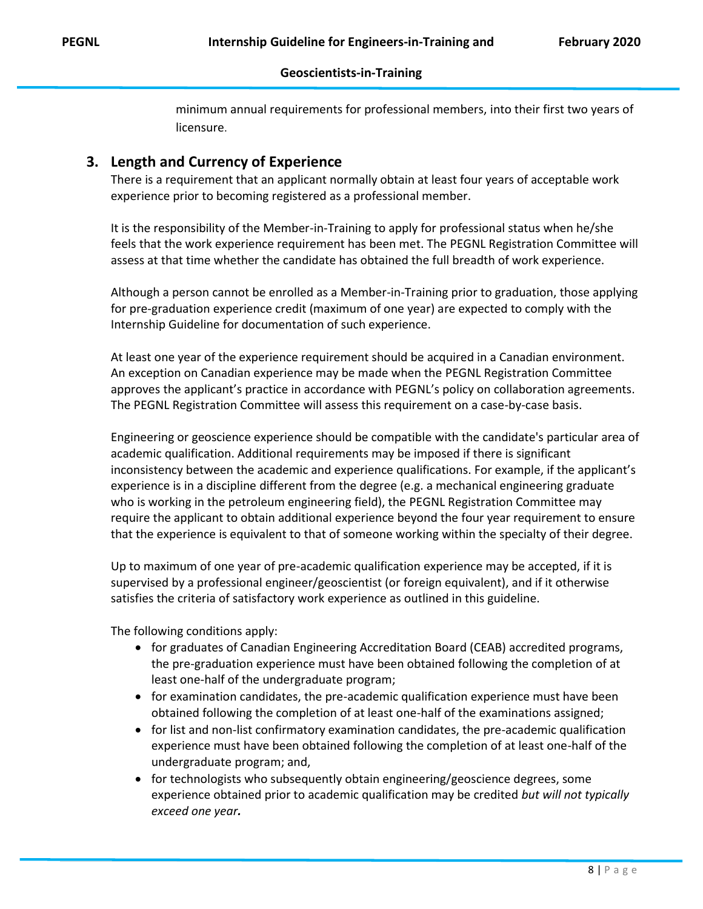minimum annual requirements for professional members, into their first two years of licensure.

## 3. Length and Currency of Experience

There is a requirement that an applicant normally obtain at least four years of acceptable work experience prior to becoming registered as a professional member.

It is the responsibility of the Member-in-Training to apply for professional status when he/she feels that the work experience requirement has been met. The PEGNL Registration Committee will assess at that time whether the candidate has obtained the full breadth of work experience.

Although a person cannot be enrolled as a Member-in-Training prior to graduation, those applying for pre-graduation experience credit (maximum of one year) are expected to comply with the Internship Guideline for documentation of such experience.

At least one year of the experience requirement should be acquired in a Canadian environment. An exception on Canadian experience may be made when the PEGNL Registration Committee approves the applicant's practice in accordance with PEGNL's policy on collaboration agreements. The PEGNL Registration Committee will assess this requirement on a case-by-case basis.

Engineering or geoscience experience should be compatible with the candidate's particular area of academic qualification. Additional requirements may be imposed if there is significant inconsistency between the academic and experience qualifications. For example, if the applicant's experience is in a discipline different from the degree (e.g. a mechanical engineering graduate who is working in the petroleum engineering field), the PEGNL Registration Committee may require the applicant to obtain additional experience beyond the four year requirement to ensure that the experience is equivalent to that of someone working within the specialty of their degree.

Up to maximum of one year of pre-academic qualification experience may be accepted, if it is supervised by a professional engineer/geoscientist (or foreign equivalent), and if it otherwise satisfies the criteria of satisfactory work experience as outlined in this guideline.

The following conditions apply:

- for graduates of Canadian Engineering Accreditation Board (CEAB) accredited programs, the pre-graduation experience must have been obtained following the completion of at least one-half of the undergraduate program;
- for examination candidates, the pre-academic qualification experience must have been obtained following the completion of at least one-half of the examinations assigned;
- for list and non-list confirmatory examination candidates, the pre-academic qualification experience must have been obtained following the completion of at least one-half of the undergraduate program; and,
- for technologists who subsequently obtain engineering/geoscience degrees, some experience obtained prior to academic qualification may be credited *but will not typically exceed one year.*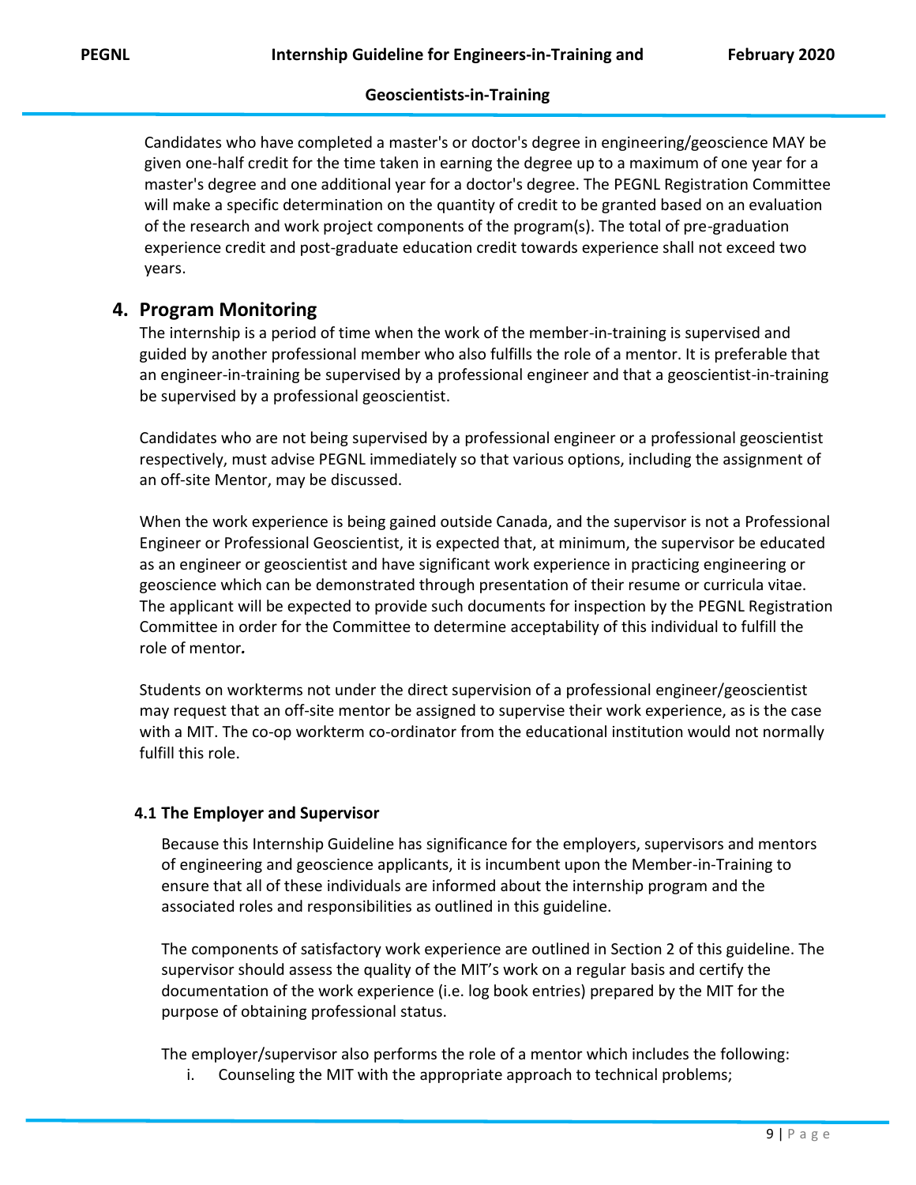Candidates who have completed a master's or doctor's degree in engineering/geoscience MAY be given one-half credit for the time taken in earning the degree up to a maximum of one year for a master's degree and one additional year for a doctor's degree. The PEGNL Registration Committee will make a specific determination on the quantity of credit to be granted based on an evaluation of the research and work project components of the program(s). The total of pre-graduation experience credit and post-graduate education credit towards experience shall not exceed two years.

## 4. Program Monitoring

The internship is a period of time when the work of the member-in-training is supervised and guided by another professional member who also fulfills the role of a mentor. It is preferable that an engineer-in-training be supervised by a professional engineer and that a geoscientist-in-training be supervised by a professional geoscientist.

Candidates who are not being supervised by a professional engineer or a professional geoscientist respectively, must advise PEGNL immediately so that various options, including the assignment of an off-site Mentor, may be discussed.

When the work experience is being gained outside Canada, and the supervisor is not a Professional Engineer or Professional Geoscientist, it is expected that, at minimum, the supervisor be educated as an engineer or geoscientist and have significant work experience in practicing engineering or geoscience which can be demonstrated through presentation of their resume or curricula vitae. The applicant will be expected to provide such documents for inspection by the PEGNL Registration Committee in order for the Committee to determine acceptability of this individual to fulfill the role of mentor.

Students on workterms not under the direct supervision of a professional engineer/geoscientist may request that an off-site mentor be assigned to supervise their work experience, as is the case with a MIT. The co-op workterm co-ordinator from the educational institution would not normally fulfill this role.

### 4.1 The Employer and Supervisor

Because this Internship Guideline has significance for the employers, supervisors and mentors of engineering and geoscience applicants, it is incumbent upon the Member-in-Training to ensure that all of these individuals are informed about the internship program and the associated roles and responsibilities as outlined in this guideline.

The components of satisfactory work experience are outlined in Section 2 of this guideline. The supervisor should assess the quality of the MIT's work on a regular basis and certify the documentation of the work experience (i.e. log book entries) prepared by the MIT for the purpose of obtaining professional status.

The employer/supervisor also performs the role of a mentor which includes the following:

i. Counseling the MIT with the appropriate approach to technical problems;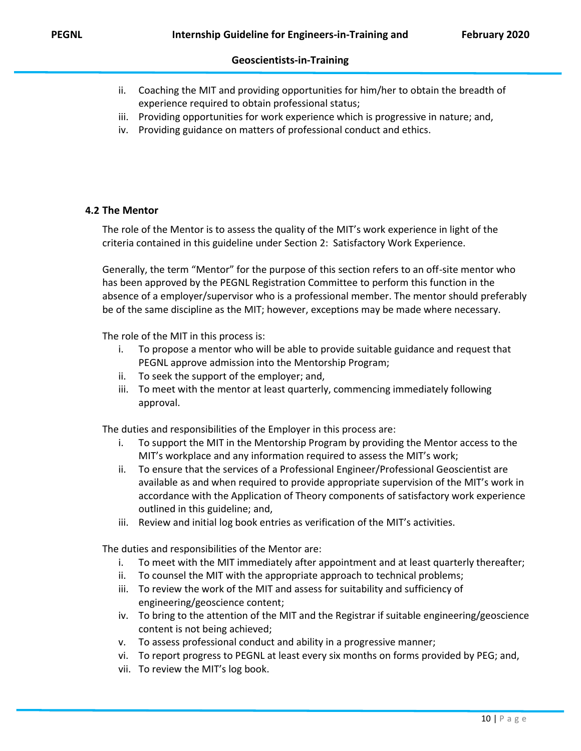ii. Coaching the MIT and providing opportunities for him/her to obtain the breadth of experience required to obtain professional status;
iii. Providing opportunities for work experience which is progressive in nature; and,
iv. Providing guidance on matters of professional conduct and ethics.

### 4.2 The Mentor

The role of the Mentor is to assess the quality of the MIT's work experience in light of the criteria contained in this guideline under Section 2: Satisfactory Work Experience.

Generally, the term "Mentor" for the purpose of this section refers to an off-site mentor who has been approved by the PEGNL Registration Committee to perform this function in the absence of a employer/supervisor who is a professional member. The mentor should preferably be of the same discipline as the MIT; however, exceptions may be made where necessary.

The role of the MIT in this process is:

i. To propose a mentor who will be able to provide suitable guidance and request that PEGNL approve admission into the Mentorship Program;
ii. To seek the support of the employer; and,
iii. To meet with the mentor at least quarterly, commencing immediately following approval.

The duties and responsibilities of the Employer in this process are:

i. To support the MIT in the Mentorship Program by providing the Mentor access to the MIT's workplace and any information required to assess the MIT's work;
ii. To ensure that the services of a Professional Engineer/Professional Geoscientist are available as and when required to provide appropriate supervision of the MIT's work in accordance with the Application of Theory components of satisfactory work experience outlined in this guideline; and,
iii. Review and initial log book entries as verification of the MIT's activities.

The duties and responsibilities of the Mentor are:

i. To meet with the MIT immediately after appointment and at least quarterly thereafter;
ii. To counsel the MIT with the appropriate approach to technical problems;
iii. To review the work of the MIT and assess for suitability and sufficiency of engineering/geoscience content;
iv. To bring to the attention of the MIT and the Registrar if suitable engineering/geoscience content is not being achieved;
v. To assess professional conduct and ability in a progressive manner;
vi. To report progress to PEGNL at least every six months on forms provided by PEG; and,
vii. To review the MIT's log book.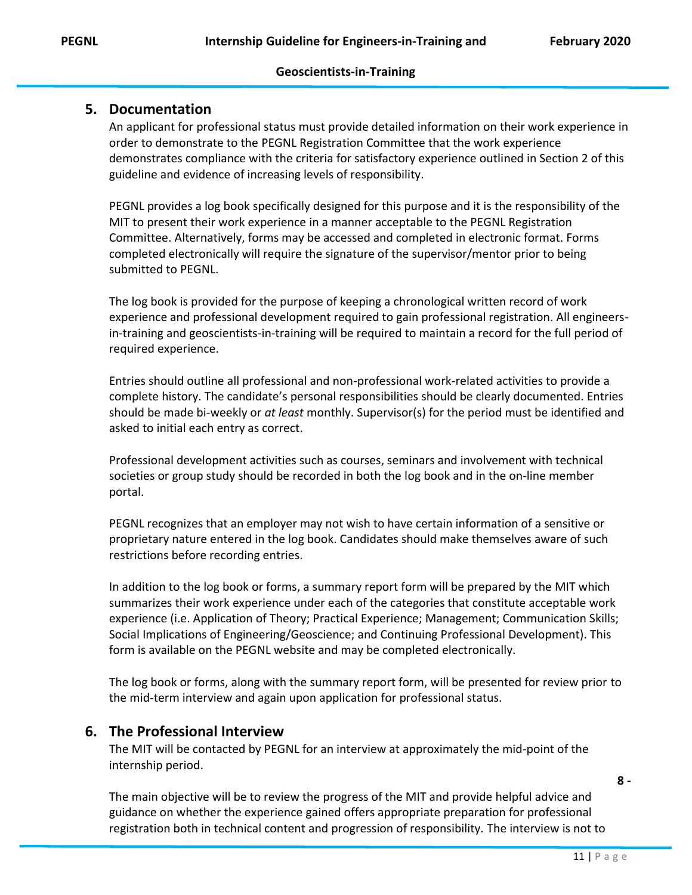## 5. Documentation

An applicant for professional status must provide detailed information on their work experience in order to demonstrate to the PEGNL Registration Committee that the work experience demonstrates compliance with the criteria for satisfactory experience outlined in Section 2 of this guideline and evidence of increasing levels of responsibility.

PEGNL provides a log book specifically designed for this purpose and it is the responsibility of the MIT to present their work experience in a manner acceptable to the PEGNL Registration Committee. Alternatively, forms may be accessed and completed in electronic format. Forms completed electronically will require the signature of the supervisor/mentor prior to being submitted to PEGNL.

The log book is provided for the purpose of keeping a chronological written record of work experience and professional development required to gain professional registration. All engineers-in-training and geoscientists-in-training will be required to maintain a record for the full period of required experience.

Entries should outline all professional and non-professional work-related activities to provide a complete history. The candidate's personal responsibilities should be clearly documented. Entries should be made bi-weekly or *at least* monthly. Supervisor(s) for the period must be identified and asked to initial each entry as correct.

Professional development activities such as courses, seminars and involvement with technical societies or group study should be recorded in both the log book and in the on-line member portal.

PEGNL recognizes that an employer may not wish to have certain information of a sensitive or proprietary nature entered in the log book. Candidates should make themselves aware of such restrictions before recording entries.

In addition to the log book or forms, a summary report form will be prepared by the MIT which summarizes their work experience under each of the categories that constitute acceptable work experience (i.e. Application of Theory; Practical Experience; Management; Communication Skills; Social Implications of Engineering/Geoscience; and Continuing Professional Development). This form is available on the PEGNL website and may be completed electronically.

The log book or forms, along with the summary report form, will be presented for review prior to the mid-term interview and again upon application for professional status.

## 6. The Professional Interview

The MIT will be contacted by PEGNL for an interview at approximately the mid-point of the internship period.

The main objective will be to review the progress of the MIT and provide helpful advice and guidance on whether the experience gained offers appropriate preparation for professional registration both in technical content and progression of responsibility. The interview is not to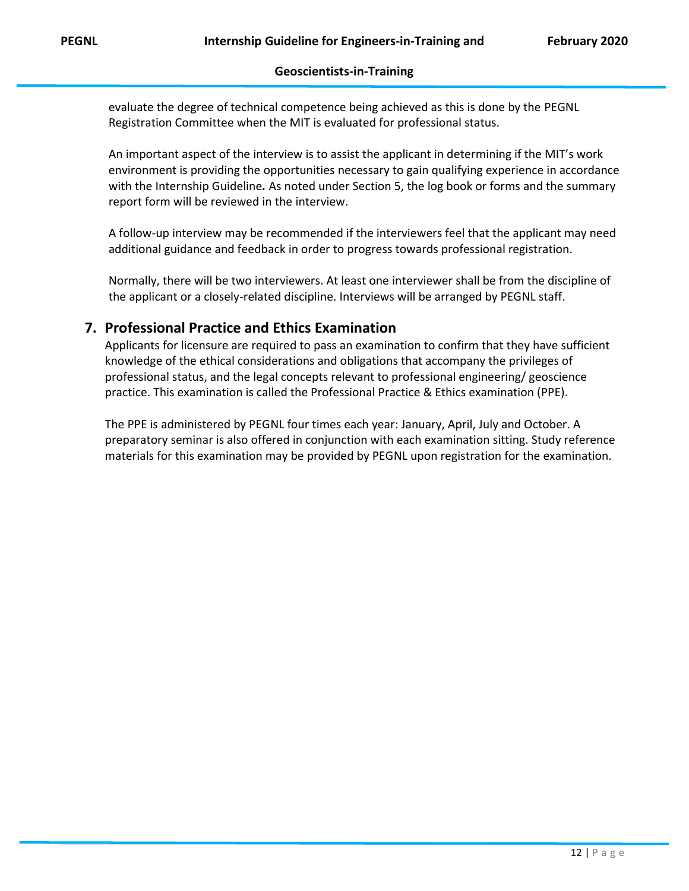evaluate the degree of technical competence being achieved as this is done by the PEGNL Registration Committee when the MIT is evaluated for professional status.

An important aspect of the interview is to assist the applicant in determining if the MIT's work environment is providing the opportunities necessary to gain qualifying experience in accordance with the Internship Guideline*.* As noted under Section 5, the log book or forms and the summary report form will be reviewed in the interview.

A follow-up interview may be recommended if the interviewers feel that the applicant may need additional guidance and feedback in order to progress towards professional registration.

Normally, there will be two interviewers. At least one interviewer shall be from the discipline of the applicant or a closely-related discipline. Interviews will be arranged by PEGNL staff.

## 7. Professional Practice and Ethics Examination

Applicants for licensure are required to pass an examination to confirm that they have sufficient knowledge of the ethical considerations and obligations that accompany the privileges of professional status, and the legal concepts relevant to professional engineering/ geoscience practice. This examination is called the Professional Practice & Ethics examination (PPE).

The PPE is administered by PEGNL four times each year: January, April, July and October. A preparatory seminar is also offered in conjunction with each examination sitting. Study reference materials for this examination may be provided by PEGNL upon registration for the examination.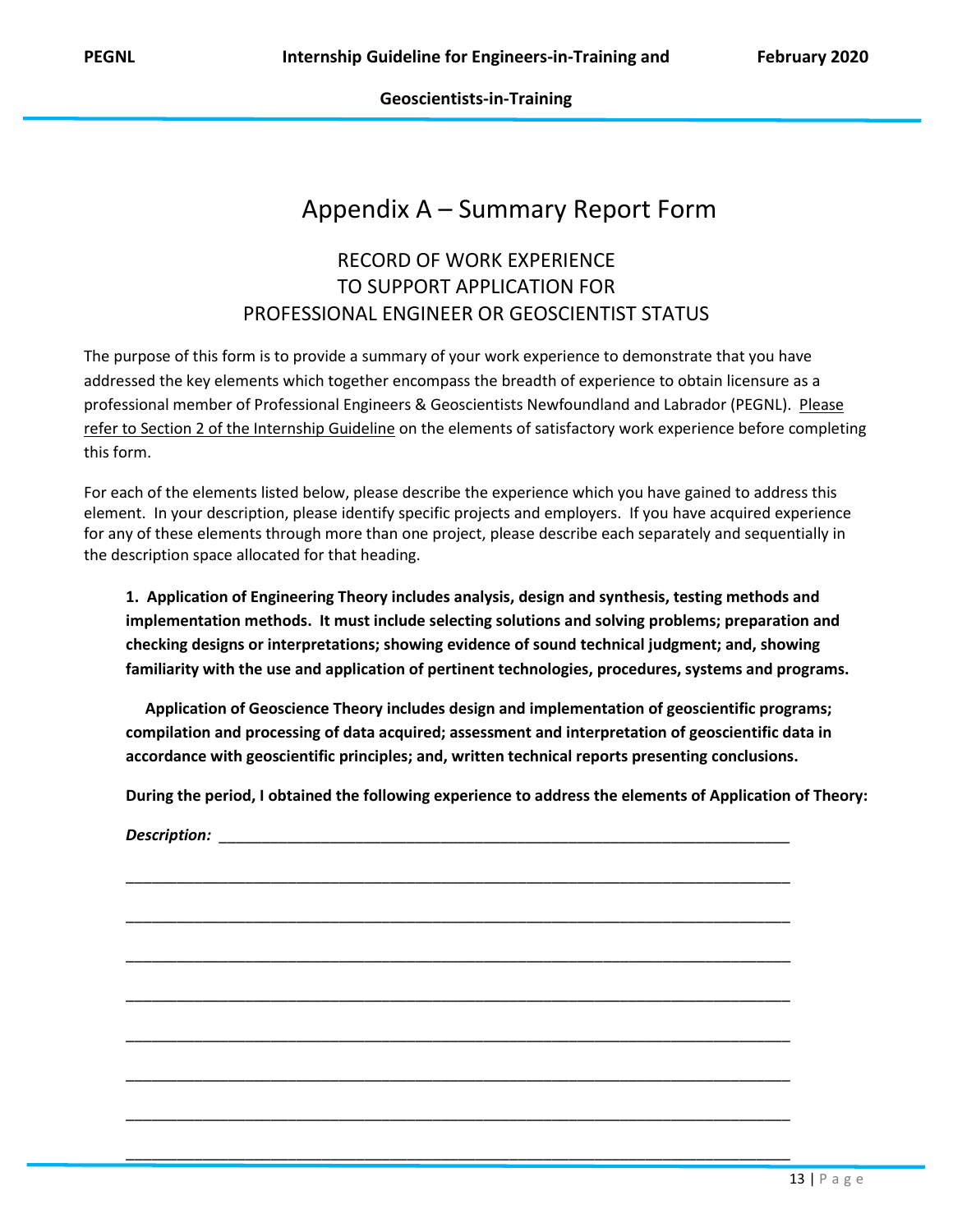# Appendix A – Summary Report Form

## RECORD OF WORK EXPERIENCE
## TO SUPPORT APPLICATION FOR
## PROFESSIONAL ENGINEER OR GEOSCIENTIST STATUS

The purpose of this form is to provide a summary of your work experience to demonstrate that you have addressed the key elements which together encompass the breadth of experience to obtain licensure as a professional member of Professional Engineers & Geoscientists Newfoundland and Labrador (PEGNL). Please refer to Section 2 of the Internship Guideline on the elements of satisfactory work experience before completing this form.

For each of the elements listed below, please describe the experience which you have gained to address this element. In your description, please identify specific projects and employers. If you have acquired experience for any of these elements through more than one project, please describe each separately and sequentially in the description space allocated for that heading.

**1. Application of Engineering Theory includes analysis, design and synthesis, testing methods and implementation methods. It must include selecting solutions and solving problems; preparation and checking designs or interpretations; showing evidence of sound technical judgment; and, showing familiarity with the use and application of pertinent technologies, procedures, systems and programs.**

**Application of Geoscience Theory includes design and implementation of geoscientific programs; compilation and processing of data acquired; assessment and interpretation of geoscientific data in accordance with geoscientific principles; and, written technical reports presenting conclusions.**

**During the period, I obtained the following experience to address the elements of Application of Theory:**

***Description:*** ______________________________________________________________________

______________________________________________________________________________

______________________________________________________________________________

______________________________________________________________________________

______________________________________________________________________________

______________________________________________________________________________

______________________________________________________________________________

______________________________________________________________________________

______________________________________________________________________________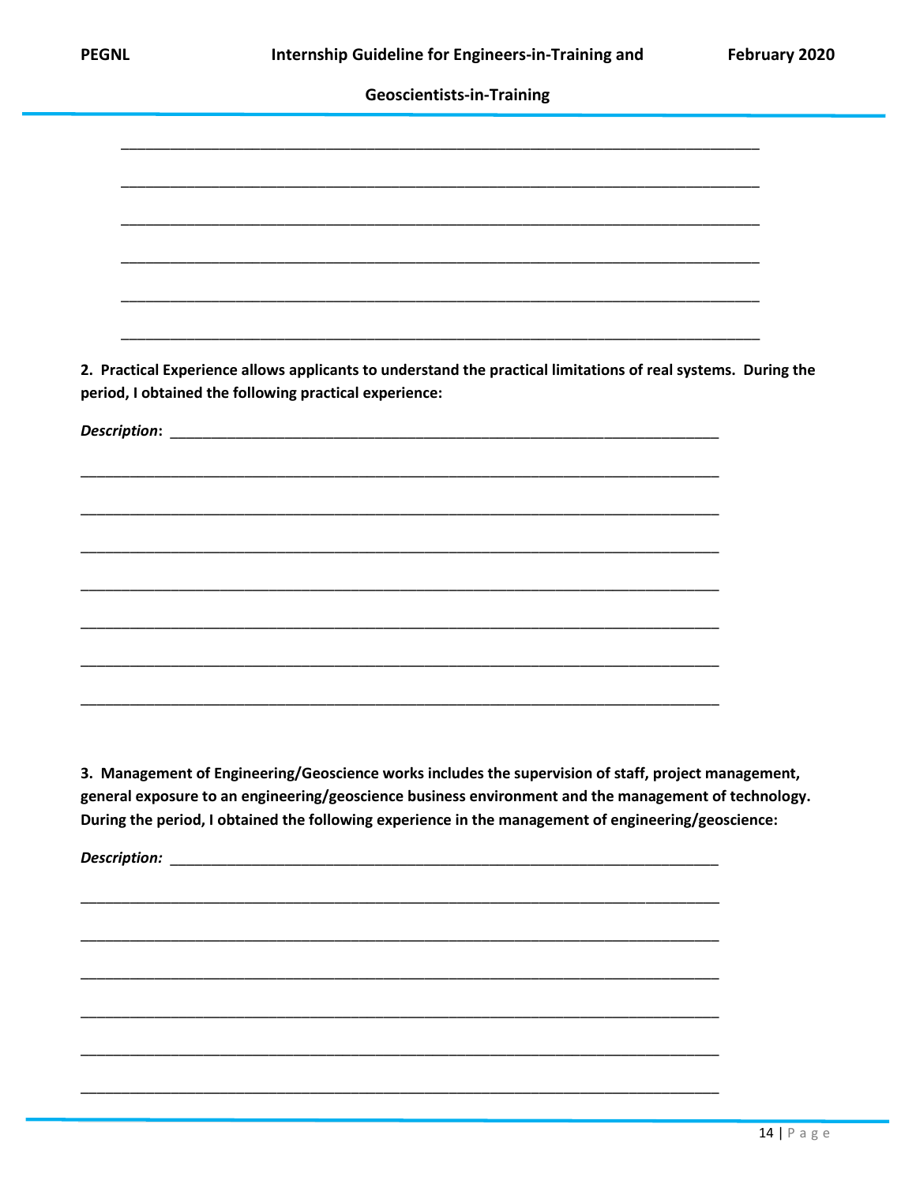______________________________________________________________________________

______________________________________________________________________________

______________________________________________________________________________

______________________________________________________________________________

______________________________________________________________________________

______________________________________________________________________________

**2. Practical Experience allows applicants to understand the practical limitations of real systems. During the period, I obtained the following practical experience:**

***Description*:** ______________________________________________________________________

______________________________________________________________________________

______________________________________________________________________________

______________________________________________________________________________

______________________________________________________________________________

______________________________________________________________________________

______________________________________________________________________________

______________________________________________________________________________

**3. Management of Engineering/Geoscience works includes the supervision of staff, project management, general exposure to an engineering/geoscience business environment and the management of technology. During the period, I obtained the following experience in the management of engineering/geoscience:**

***Description:*** ______________________________________________________________________

______________________________________________________________________________

______________________________________________________________________________

______________________________________________________________________________

______________________________________________________________________________

______________________________________________________________________________

______________________________________________________________________________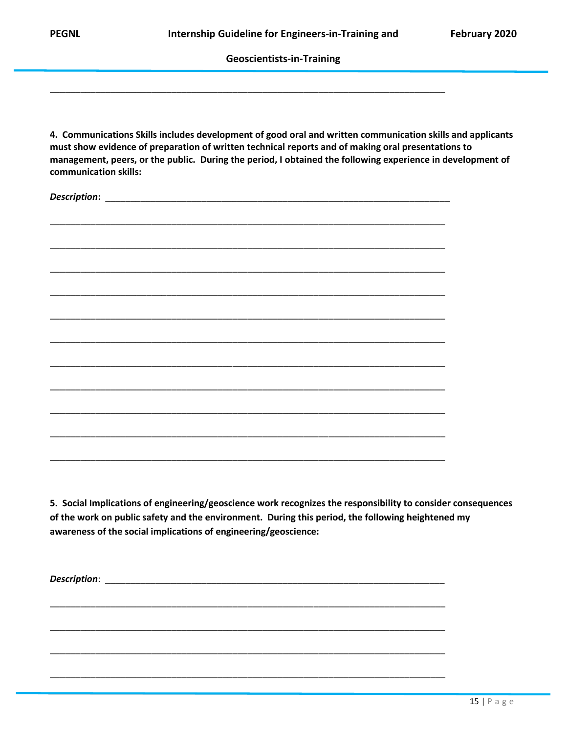______________________________________________________________________________

**4. Communications Skills includes development of good oral and written communication skills and applicants must show evidence of preparation of written technical reports and of making oral presentations to management, peers, or the public. During the period, I obtained the following experience in development of communication skills:**

***Description*:** ___________________________________________________________________

______________________________________________________________________________

______________________________________________________________________________

______________________________________________________________________________

______________________________________________________________________________

______________________________________________________________________________

______________________________________________________________________________

______________________________________________________________________________

______________________________________________________________________________

______________________________________________________________________________

______________________________________________________________________________

______________________________________________________________________________

**5. Social Implications of engineering/geoscience work recognizes the responsibility to consider consequences of the work on public safety and the environment. During this period, the following heightened my awareness of the social implications of engineering/geoscience:**

***Description*:** ___________________________________________________________________

______________________________________________________________________________

______________________________________________________________________________

______________________________________________________________________________

______________________________________________________________________________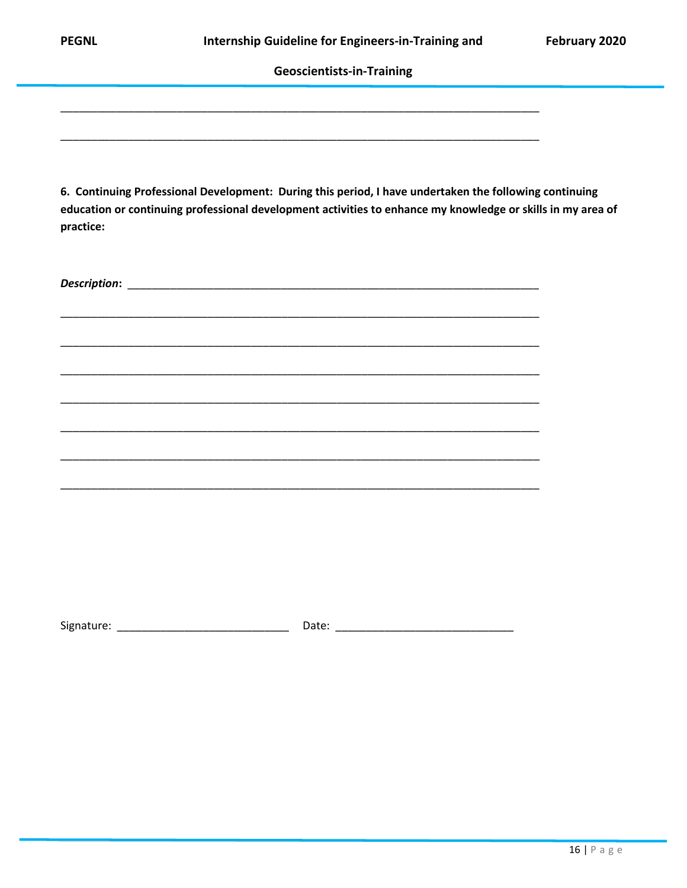\_\_\_\_\_\_\_\_\_\_\_\_\_\_\_\_\_\_\_\_\_\_\_\_\_\_\_\_\_\_\_\_\_\_\_\_\_\_\_\_\_\_\_\_\_\_\_\_\_\_\_\_\_\_\_\_\_\_\_\_\_\_\_\_\_\_\_\_\_\_\_\_\_\_\_\_\_\_

\_\_\_\_\_\_\_\_\_\_\_\_\_\_\_\_\_\_\_\_\_\_\_\_\_\_\_\_\_\_\_\_\_\_\_\_\_\_\_\_\_\_\_\_\_\_\_\_\_\_\_\_\_\_\_\_\_\_\_\_\_\_\_\_\_\_\_\_\_\_\_\_\_\_\_\_\_\_

**6. Continuing Professional Development: During this period, I have undertaken the following continuing education or continuing professional development activities to enhance my knowledge or skills in my area of practice:**

***Description*:** \_\_\_\_\_\_\_\_\_\_\_\_\_\_\_\_\_\_\_\_\_\_\_\_\_\_\_\_\_\_\_\_\_\_\_\_\_\_\_\_\_\_\_\_\_\_\_\_\_\_\_\_\_\_\_\_\_\_\_\_\_\_\_\_\_\_\_\_

\_\_\_\_\_\_\_\_\_\_\_\_\_\_\_\_\_\_\_\_\_\_\_\_\_\_\_\_\_\_\_\_\_\_\_\_\_\_\_\_\_\_\_\_\_\_\_\_\_\_\_\_\_\_\_\_\_\_\_\_\_\_\_\_\_\_\_\_\_\_\_\_\_\_\_\_\_\_

\_\_\_\_\_\_\_\_\_\_\_\_\_\_\_\_\_\_\_\_\_\_\_\_\_\_\_\_\_\_\_\_\_\_\_\_\_\_\_\_\_\_\_\_\_\_\_\_\_\_\_\_\_\_\_\_\_\_\_\_\_\_\_\_\_\_\_\_\_\_\_\_\_\_\_\_\_\_

\_\_\_\_\_\_\_\_\_\_\_\_\_\_\_\_\_\_\_\_\_\_\_\_\_\_\_\_\_\_\_\_\_\_\_\_\_\_\_\_\_\_\_\_\_\_\_\_\_\_\_\_\_\_\_\_\_\_\_\_\_\_\_\_\_\_\_\_\_\_\_\_\_\_\_\_\_\_

\_\_\_\_\_\_\_\_\_\_\_\_\_\_\_\_\_\_\_\_\_\_\_\_\_\_\_\_\_\_\_\_\_\_\_\_\_\_\_\_\_\_\_\_\_\_\_\_\_\_\_\_\_\_\_\_\_\_\_\_\_\_\_\_\_\_\_\_\_\_\_\_\_\_\_\_\_\_

\_\_\_\_\_\_\_\_\_\_\_\_\_\_\_\_\_\_\_\_\_\_\_\_\_\_\_\_\_\_\_\_\_\_\_\_\_\_\_\_\_\_\_\_\_\_\_\_\_\_\_\_\_\_\_\_\_\_\_\_\_\_\_\_\_\_\_\_\_\_\_\_\_\_\_\_\_\_

\_\_\_\_\_\_\_\_\_\_\_\_\_\_\_\_\_\_\_\_\_\_\_\_\_\_\_\_\_\_\_\_\_\_\_\_\_\_\_\_\_\_\_\_\_\_\_\_\_\_\_\_\_\_\_\_\_\_\_\_\_\_\_\_\_\_\_\_\_\_\_\_\_\_\_\_\_\_

\_\_\_\_\_\_\_\_\_\_\_\_\_\_\_\_\_\_\_\_\_\_\_\_\_\_\_\_\_\_\_\_\_\_\_\_\_\_\_\_\_\_\_\_\_\_\_\_\_\_\_\_\_\_\_\_\_\_\_\_\_\_\_\_\_\_\_\_\_\_\_\_\_\_\_\_\_\_

Signature: \_\_\_\_\_\_\_\_\_\_\_\_\_\_\_\_\_\_\_\_\_\_\_\_\_\_\_\_ Date: \_\_\_\_\_\_\_\_\_\_\_\_\_\_\_\_\_\_\_\_\_\_\_\_\_\_\_\_\_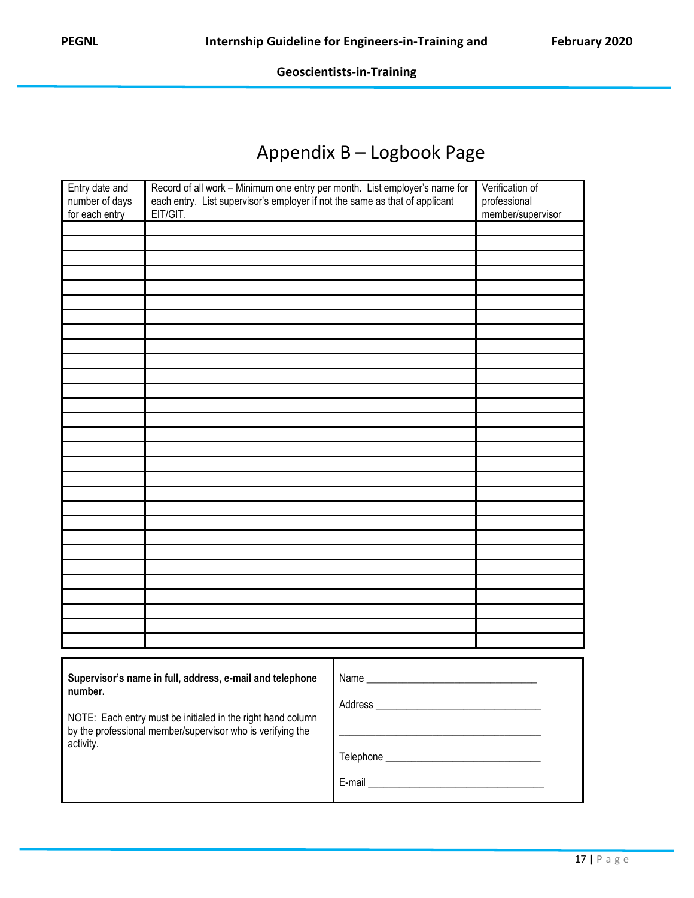# Appendix B – Logbook Page

| Entry date and number of days for each entry | Record of all work – Minimum one entry per month. List employer's name for each entry. List supervisor's employer if not the same as that of applicant EIT/GIT. | Verification of professional member/supervisor |
|---|---|---|
| | | |
| | | |
| | | |
| | | |
| | | |
| | | |
| | | |
| | | |
| | | |
| | | |
| | | |
| | | |
| | | |
| | | |
| | | |
| | | |
| | | |
| | | |
| | | |
| | | |
| | | |
| | | |
| | | |
| | | |
| | | |
| | | |
| | | |
| | | |
| | | |

| | |
|---|---|
| **Supervisor's name in full, address, e-mail and telephone number.**<br><br>NOTE: Each entry must be initialed in the right hand column by the professional member/supervisor who is verifying the activity. | Name ______________________________<br><br>Address ____________________________<br><br>__________________________________<br><br>Telephone __________________________<br><br>E-mail _____________________________ |